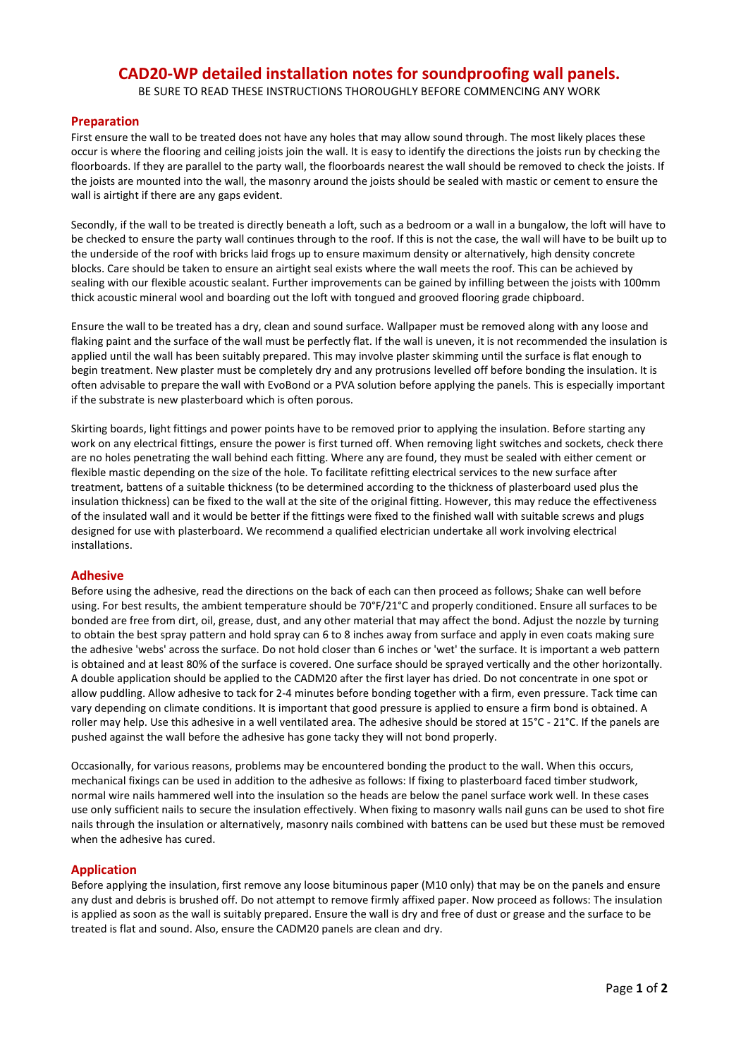# CAD20-WP detailed installation notes for soundproofing wall panels.

BE SURE TO READ THESE INSTRUCTIONS THOROUGHLY BEFORE COMMENCING ANY WORK

## Preparation

First ensure the wall to be treated does not have any holes that may allow sound through. The most likely places these occur is where the flooring and ceiling joists join the wall. It is easy to identify the directions the joists run by checking the floorboards. If they are parallel to the party wall, the floorboards nearest the wall should be removed to check the joists. If the joists are mounted into the wall, the masonry around the joists should be sealed with mastic or cement to ensure the wall is airtight if there are any gaps evident.

Secondly, if the wall to be treated is directly beneath a loft, such as a bedroom or a wall in a bungalow, the loft will have to be checked to ensure the party wall continues through to the roof. If this is not the case, the wall will have to be built up to the underside of the roof with bricks laid frogs up to ensure maximum density or alternatively, high density concrete blocks. Care should be taken to ensure an airtight seal exists where the wall meets the roof. This can be achieved by sealing with our flexible acoustic sealant. Further improvements can be gained by infilling between the joists with 100mm thick acoustic mineral wool and boarding out the loft with tongued and grooved flooring grade chipboard.

Ensure the wall to be treated has a dry, clean and sound surface. Wallpaper must be removed along with any loose and flaking paint and the surface of the wall must be perfectly flat. If the wall is uneven, it is not recommended the insulation is applied until the wall has been suitably prepared. This may involve plaster skimming until the surface is flat enough to begin treatment. New plaster must be completely dry and any protrusions levelled off before bonding the insulation. It is often advisable to prepare the wall with EvoBond or a PVA solution before applying the panels. This is especially important if the substrate is new plasterboard which is often porous.

Skirting boards, light fittings and power points have to be removed prior to applying the insulation. Before starting any work on any electrical fittings, ensure the power is first turned off. When removing light switches and sockets, check there are no holes penetrating the wall behind each fitting. Where any are found, they must be sealed with either cement or flexible mastic depending on the size of the hole. To facilitate refitting electrical services to the new surface after treatment, battens of a suitable thickness (to be determined according to the thickness of plasterboard used plus the insulation thickness) can be fixed to the wall at the site of the original fitting. However, this may reduce the effectiveness of the insulated wall and it would be better if the fittings were fixed to the finished wall with suitable screws and plugs designed for use with plasterboard. We recommend a qualified electrician undertake all work involving electrical installations.

## Adhesive

Before using the adhesive, read the directions on the back of each can then proceed as follows; Shake can well before using. For best results, the ambient temperature should be 70°F/21°C and properly conditioned. Ensure all surfaces to be bonded are free from dirt, oil, grease, dust, and any other material that may affect the bond. Adjust the nozzle by turning to obtain the best spray pattern and hold spray can 6 to 8 inches away from surface and apply in even coats making sure the adhesive 'webs' across the surface. Do not hold closer than 6 inches or 'wet' the surface. It is important a web pattern is obtained and at least 80% of the surface is covered. One surface should be sprayed vertically and the other horizontally. A double application should be applied to the CADM20 after the first layer has dried. Do not concentrate in one spot or allow puddling. Allow adhesive to tack for 2-4 minutes before bonding together with a firm, even pressure. Tack time can vary depending on climate conditions. It is important that good pressure is applied to ensure a firm bond is obtained. A roller may help. Use this adhesive in a well ventilated area. The adhesive should be stored at 15°C - 21°C. If the panels are pushed against the wall before the adhesive has gone tacky they will not bond properly.

Occasionally, for various reasons, problems may be encountered bonding the product to the wall. When this occurs, mechanical fixings can be used in addition to the adhesive as follows: If fixing to plasterboard faced timber studwork, normal wire nails hammered well into the insulation so the heads are below the panel surface work well. In these cases use only sufficient nails to secure the insulation effectively. When fixing to masonry walls nail guns can be used to shot fire nails through the insulation or alternatively, masonry nails combined with battens can be used but these must be removed when the adhesive has cured.

## Application

Before applying the insulation, first remove any loose bituminous paper (M10 only) that may be on the panels and ensure any dust and debris is brushed off. Do not attempt to remove firmly affixed paper. Now proceed as follows: The insulation is applied as soon as the wall is suitably prepared. Ensure the wall is dry and free of dust or grease and the surface to be treated is flat and sound. Also, ensure the CADM20 panels are clean and dry.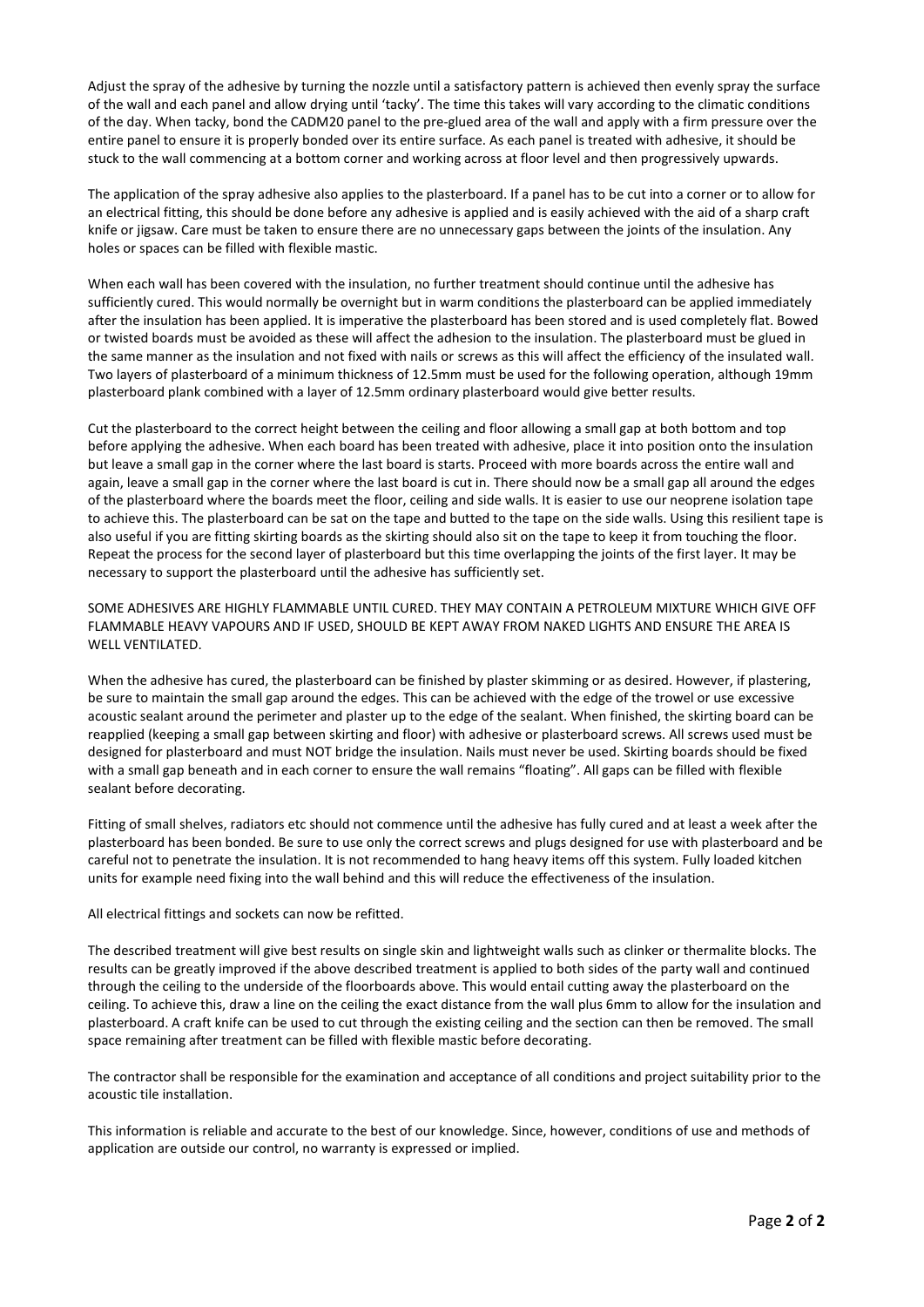Adjust the spray of the adhesive by turning the nozzle until a satisfactory pattern is achieved then evenly spray the surface of the wall and each panel and allow drying until 'tacky'. The time this takes will vary according to the climatic conditions of the day. When tacky, bond the CADM20 panel to the pre-glued area of the wall and apply with a firm pressure over the entire panel to ensure it is properly bonded over its entire surface. As each panel is treated with adhesive, it should be stuck to the wall commencing at a bottom corner and working across at floor level and then progressively upwards.

The application of the spray adhesive also applies to the plasterboard. If a panel has to be cut into a corner or to allow for an electrical fitting, this should be done before any adhesive is applied and is easily achieved with the aid of a sharp craft knife or jigsaw. Care must be taken to ensure there are no unnecessary gaps between the joints of the insulation. Any holes or spaces can be filled with flexible mastic.

When each wall has been covered with the insulation, no further treatment should continue until the adhesive has sufficiently cured. This would normally be overnight but in warm conditions the plasterboard can be applied immediately after the insulation has been applied. It is imperative the plasterboard has been stored and is used completely flat. Bowed or twisted boards must be avoided as these will affect the adhesion to the insulation. The plasterboard must be glued in the same manner as the insulation and not fixed with nails or screws as this will affect the efficiency of the insulated wall. Two layers of plasterboard of a minimum thickness of 12.5mm must be used for the following operation, although 19mm plasterboard plank combined with a layer of 12.5mm ordinary plasterboard would give better results.

Cut the plasterboard to the correct height between the ceiling and floor allowing a small gap at both bottom and top before applying the adhesive. When each board has been treated with adhesive, place it into position onto the insulation but leave a small gap in the corner where the last board is starts. Proceed with more boards across the entire wall and again, leave a small gap in the corner where the last board is cut in. There should now be a small gap all around the edges of the plasterboard where the boards meet the floor, ceiling and side walls. It is easier to use our neoprene isolation tape to achieve this. The plasterboard can be sat on the tape and butted to the tape on the side walls. Using this resilient tape is also useful if you are fitting skirting boards as the skirting should also sit on the tape to keep it from touching the floor. Repeat the process for the second layer of plasterboard but this time overlapping the joints of the first layer. It may be necessary to support the plasterboard until the adhesive has sufficiently set.

SOME ADHESIVES ARE HIGHLY FLAMMABLE UNTIL CURED. THEY MAY CONTAIN A PETROLEUM MIXTURE WHICH GIVE OFF FLAMMABLE HEAVY VAPOURS AND IF USED, SHOULD BE KEPT AWAY FROM NAKED LIGHTS AND ENSURE THE AREA IS WELL VENTILATED.

When the adhesive has cured, the plasterboard can be finished by plaster skimming or as desired. However, if plastering, be sure to maintain the small gap around the edges. This can be achieved with the edge of the trowel or use excessive acoustic sealant around the perimeter and plaster up to the edge of the sealant. When finished, the skirting board can be reapplied (keeping a small gap between skirting and floor) with adhesive or plasterboard screws. All screws used must be designed for plasterboard and must NOT bridge the insulation. Nails must never be used. Skirting boards should be fixed with a small gap beneath and in each corner to ensure the wall remains "floating". All gaps can be filled with flexible sealant before decorating.

Fitting of small shelves, radiators etc should not commence until the adhesive has fully cured and at least a week after the plasterboard has been bonded. Be sure to use only the correct screws and plugs designed for use with plasterboard and be careful not to penetrate the insulation. It is not recommended to hang heavy items off this system. Fully loaded kitchen units for example need fixing into the wall behind and this will reduce the effectiveness of the insulation.

All electrical fittings and sockets can now be refitted.

The described treatment will give best results on single skin and lightweight walls such as clinker or thermalite blocks. The results can be greatly improved if the above described treatment is applied to both sides of the party wall and continued through the ceiling to the underside of the floorboards above. This would entail cutting away the plasterboard on the ceiling. To achieve this, draw a line on the ceiling the exact distance from the wall plus 6mm to allow for the insulation and plasterboard. A craft knife can be used to cut through the existing ceiling and the section can then be removed. The small space remaining after treatment can be filled with flexible mastic before decorating.

The contractor shall be responsible for the examination and acceptance of all conditions and project suitability prior to the acoustic tile installation.

This information is reliable and accurate to the best of our knowledge. Since, however, conditions of use and methods of application are outside our control, no warranty is expressed or implied.